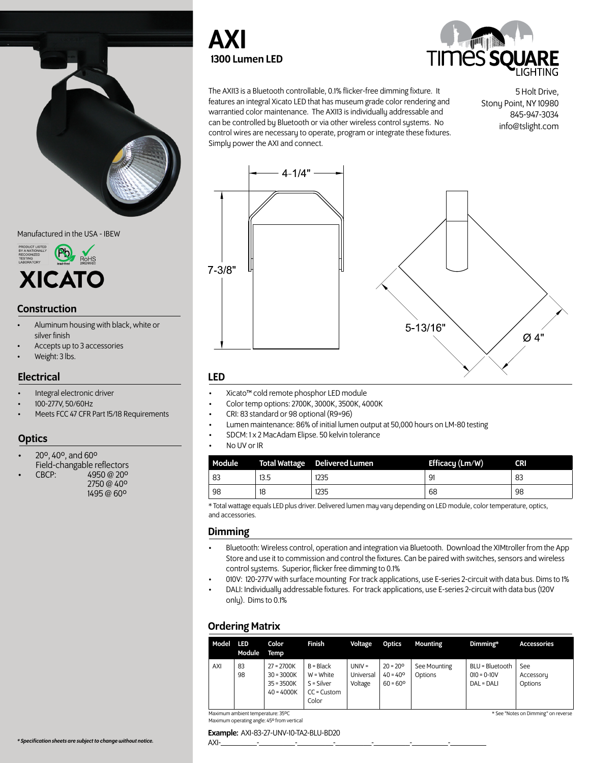// AXI

**1300 Lumen LED**

The AXI13 is a Bluetooth controllable, 0.1% flicker-free dimming fixture. It features an integral Xicato LED that has museum grade color rendering and warrantied color maintenance. The AXI13 is individually addressable and can be controlled by Bluetooth or via other wireless control systems. No control wires are necessary to operate, program or integrate these fixtures. Simply power the AXI and connect.

5 Holt Drive,
Stony Point, NY 10980
845-947-3034
info@tslight.com

4-1/4"
7-3/8"
5-13/16"
Ø 4"

Manufactured in the USA - IBEW

XICATO

## Construction

- Aluminum housing with black, white or silver finish
- Accepts up to 3 accessories
- Weight: 3 lbs.

## Electrical

- Integral electronic driver
- 100-277V, 50/60Hz
- Meets FCC 47 CFR Part 15/18 Requirements

## Optics

- 20º, 40º, and 60º Field-changable reflectors
- CBCP: 4950 @ 20º
  2750 @ 40º
  1495 @ 60º

## LED

- Xicato™ cold remote phosphor LED module
- Color temp options: 2700K, 3000K, 3500K, 4000K
- CRI: 83 standard or 98 optional (R9=96)
- Lumen maintenance: 86% of initial lumen output at 50,000 hours on LM-80 testing
- SDCM: 1 x 2 MacAdam Elipse. 50 kelvin tolerance
- No UV or IR

| Module | Total Wattage | Delivered Lumen | Efficacy (Lm/W) | CRI |
|---|---|---|---|---|
| 83 | 13.5 | 1235 | 91 | 83 |
| 98 | 18 | 1235 | 68 | 98 |

* Total wattage equals LED plus driver. Delivered lumen may vary depending on LED module, color temperature, optics, and accessories.

## Dimming

- Bluetooth: Wireless control, operation and integration via Bluetooth. Download the XIMtroller from the App Store and use it to commission and control the fixtures. Can be paired with switches, sensors and wireless control systems. Superior, flicker free dimming to 0.1%
- 010V: 120-277V with surface mounting For track applications, use E-series 2-circuit with data bus. Dims to 1%
- DALI: Individually addressable fixtures. For track applications, use E-series 2-circuit with data bus (120V only). Dims to 0.1%

## Ordering Matrix

| Model | LED Module | Color Temp | Finish | Voltage | Optics | Mounting | Dimming* | Accessories |
|---|---|---|---|---|---|---|---|---|
| AXI | 83<br>98 | 27 = 2700K<br>30 = 3000K<br>35 = 3500K<br>40 = 4000K | B = Black<br>W = White<br>S = Silver<br>CC = Custom Color | UNIV = Universal Voltage | 20 = 20º<br>40 = 40º<br>60 = 60º | See Mounting Options | BLU = Bluetooth<br>010 = 0-10V<br>DAL = DALI | See Accessory Options |

Maximum ambient temperature: 35ºC
Maximum operating angle: 45º from vertical

* See "Notes on Dimming" on reverse

**Example:** AXI-83-27-UNV-10-TA2-BLU-BD20

AXI-\_\_\_\_\_\_\_\_\_\_-\_\_\_\_\_\_\_\_\_\_-\_\_\_\_\_\_\_\_\_\_-\_\_\_\_\_\_\_\_\_\_-\_\_\_\_\_\_\_\_\_\_-\_\_\_\_\_\_\_\_\_\_-\_\_\_\_\_\_\_\_\_\_-\_\_\_\_\_\_\_\_\_\_

*** Specification sheets are subject to change without notice.***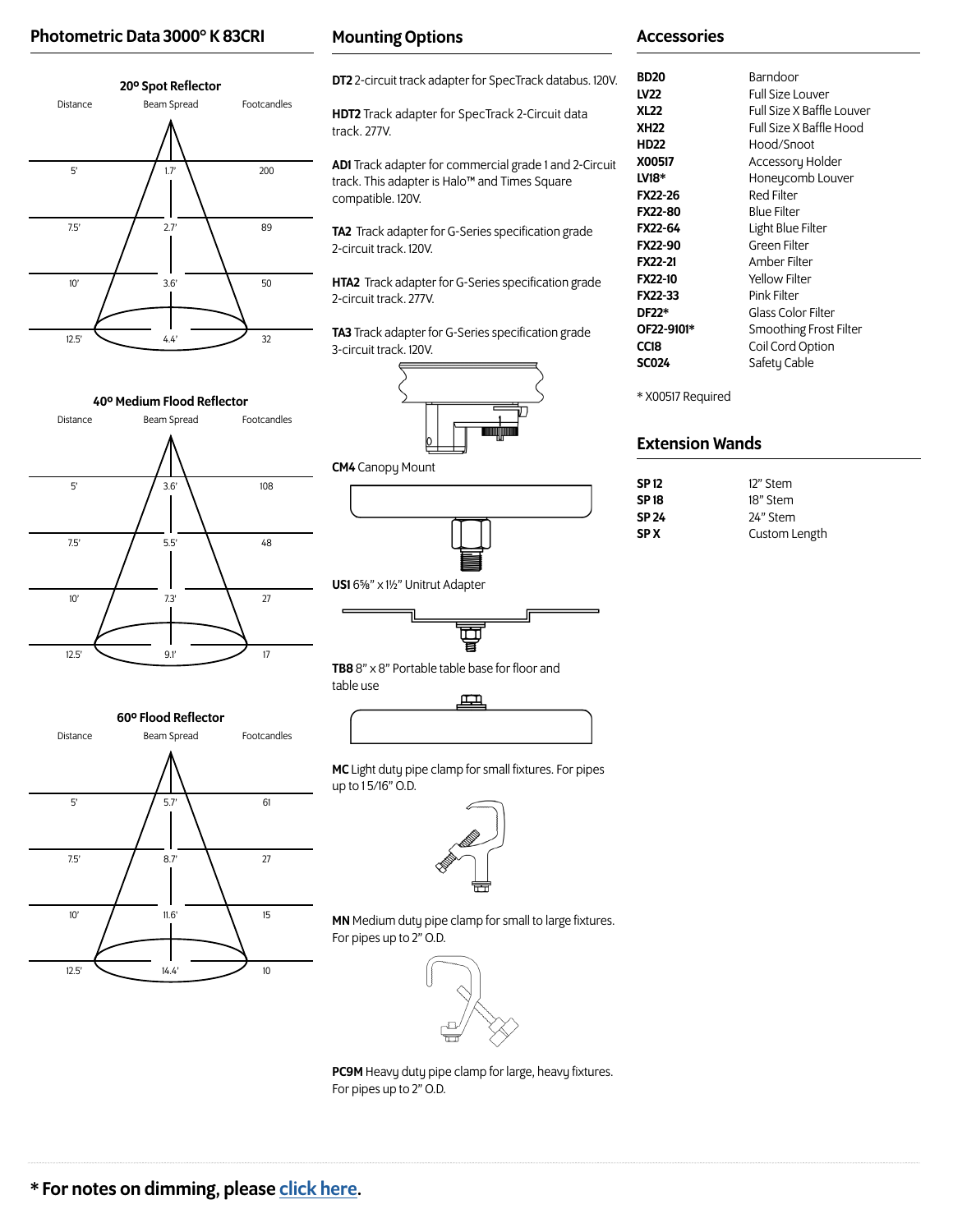## Photometric Data 3000° K 83CRI

### 20º Spot Reflector

Distance
Beam Spread
Footcandles

5'
1.7'
200

7.5'
2.7'
89

10'
3.6'
50

12.5'
4.4'
32

### 40º Medium Flood Reflector

Distance
Beam Spread
Footcandles

5'
3.6'
108

7.5'
5.5'
48

10'
7.3'
27

12.5'
9.1'
17

### 60º Flood Reflector

Distance
Beam Spread
Footcandles

5'
5.7'
61

7.5'
8.7'
27

10'
11.6'
15

12.5'
14.4'
10

## Mounting Options

**DT2** 2-circuit track adapter for SpecTrack databus. 120V.

**HDT2** Track adapter for SpecTrack 2-Circuit data track. 277V.

**ADI** Track adapter for commercial grade 1 and 2-Circuit track. This adapter is Halo™ and Times Square compatible. 120V.

**TA2** Track adapter for G-Series specification grade 2-circuit track. 120V.

**HTA2** Track adapter for G-Series specification grade 2-circuit track. 277V.

**TA3** Track adapter for G-Series specification grade 3-circuit track. 120V.

**CM4** Canopy Mount

**US1** 6⅝" x 1½" Unitrut Adapter

**TB8** 8" x 8" Portable table base for floor and table use

**MC** Light duty pipe clamp for small fixtures. For pipes up to 1 5/16" O.D.

**MN** Medium duty pipe clamp for small to large fixtures. For pipes up to 2" O.D.

**PC9M** Heavy duty pipe clamp for large, heavy fixtures. For pipes up to 2" O.D.

## Accessories

| | |
|---|---|
| **BD20** | Barndoor |
| **LV22** | Full Size Louver |
| **XL22** | Full Size X Baffle Louver |
| **XH22** | Full Size X Baffle Hood |
| **HD22** | Hood/Snoot |
| **X00517** | Accessory Holder |
| **LV18*** | Honeycomb Louver |
| **FX22-26** | Red Filter |
| **FX22-80** | Blue Filter |
| **FX22-64** | Light Blue Filter |
| **FX22-90** | Green Filter |
| **FX22-21** | Amber Filter |
| **FX22-10** | Yellow Filter |
| **FX22-33** | Pink Filter |
| **DF22*** | Glass Color Filter |
| **OF22-9101*** | Smoothing Frost Filter |
| **CC18** | Coil Cord Option |
| **SC024** | Safety Cable |

* X00517 Required

## Extension Wands

| | |
|---|---|
| **SP 12** | 12" Stem |
| **SP 18** | 18" Stem |
| **SP 24** | 24" Stem |
| **SP X** | Custom Length |

**\* For notes on dimming, please click here.**